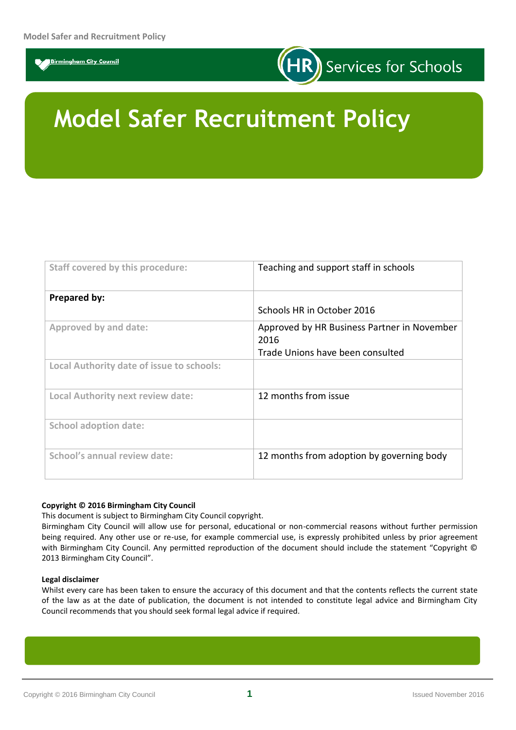# Model Safer Recruitment Policy

| Staff covered by this procedure: | Teaching and support staff in schools |
|---|---|
| **Prepared by:** | Schools HR in October 2016 |
| Approved by and date: | Approved by HR Business Partner in November 2016<br>Trade Unions have been consulted |
| Local Authority date of issue to schools: | |
| Local Authority next review date: | 12 months from issue |
| School adoption date: | |
| School's annual review date: | 12 months from adoption by governing body |

**Copyright © 2016 Birmingham City Council**

This document is subject to Birmingham City Council copyright.

Birmingham City Council will allow use for personal, educational or non-commercial reasons without further permission being required. Any other use or re-use, for example commercial use, is expressly prohibited unless by prior agreement with Birmingham City Council. Any permitted reproduction of the document should include the statement "Copyright © 2013 Birmingham City Council".

**Legal disclaimer**

Whilst every care has been taken to ensure the accuracy of this document and that the contents reflects the current state of the law as at the date of publication, the document is not intended to constitute legal advice and Birmingham City Council recommends that you should seek formal legal advice if required.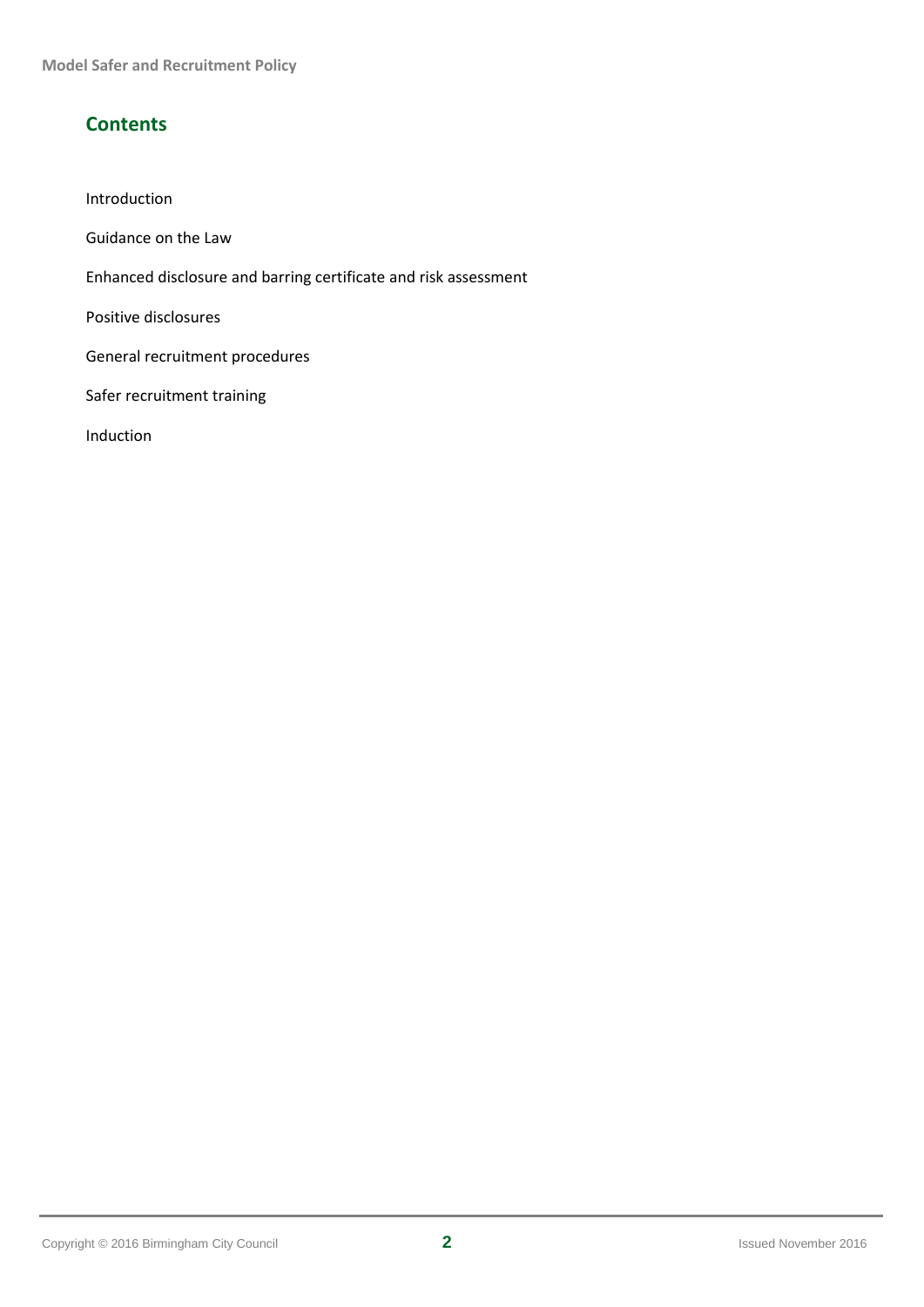## Contents

Introduction

Guidance on the Law

Enhanced disclosure and barring certificate and risk assessment

Positive disclosures

General recruitment procedures

Safer recruitment training

Induction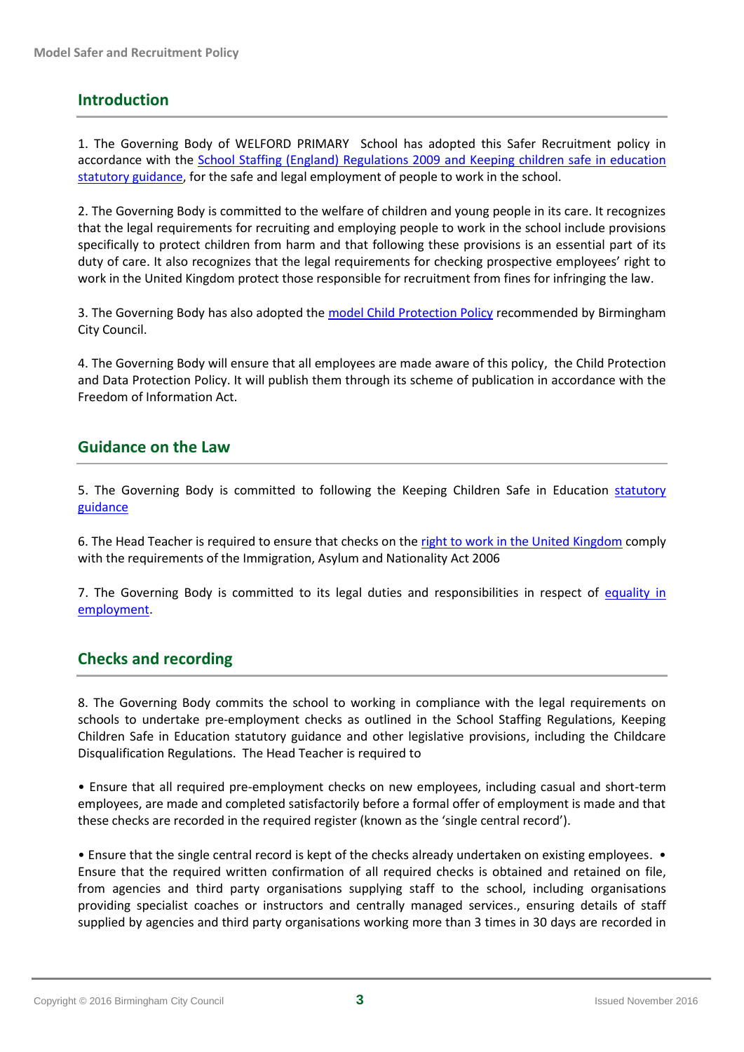## Introduction

1. The Governing Body of WELFORD PRIMARY School has adopted this Safer Recruitment policy in accordance with the [School Staffing (England) Regulations 2009 and Keeping children safe in education statutory guidance](), for the safe and legal employment of people to work in the school.

2. The Governing Body is committed to the welfare of children and young people in its care. It recognizes that the legal requirements for recruiting and employing people to work in the school include provisions specifically to protect children from harm and that following these provisions is an essential part of its duty of care. It also recognizes that the legal requirements for checking prospective employees' right to work in the United Kingdom protect those responsible for recruitment from fines for infringing the law.

3. The Governing Body has also adopted the [model Child Protection Policy]() recommended by Birmingham City Council.

4. The Governing Body will ensure that all employees are made aware of this policy, the Child Protection and Data Protection Policy. It will publish them through its scheme of publication in accordance with the Freedom of Information Act.

## Guidance on the Law

5. The Governing Body is committed to following the Keeping Children Safe in Education [statutory guidance]()

6. The Head Teacher is required to ensure that checks on the [right to work in the United Kingdom]() comply with the requirements of the Immigration, Asylum and Nationality Act 2006

7. The Governing Body is committed to its legal duties and responsibilities in respect of [equality in employment]().

## Checks and recording

8. The Governing Body commits the school to working in compliance with the legal requirements on schools to undertake pre-employment checks as outlined in the School Staffing Regulations, Keeping Children Safe in Education statutory guidance and other legislative provisions, including the Childcare Disqualification Regulations. The Head Teacher is required to

• Ensure that all required pre-employment checks on new employees, including casual and short-term employees, are made and completed satisfactorily before a formal offer of employment is made and that these checks are recorded in the required register (known as the 'single central record').

• Ensure that the single central record is kept of the checks already undertaken on existing employees. • Ensure that the required written confirmation of all required checks is obtained and retained on file, from agencies and third party organisations supplying staff to the school, including organisations providing specialist coaches or instructors and centrally managed services., ensuring details of staff supplied by agencies and third party organisations working more than 3 times in 30 days are recorded in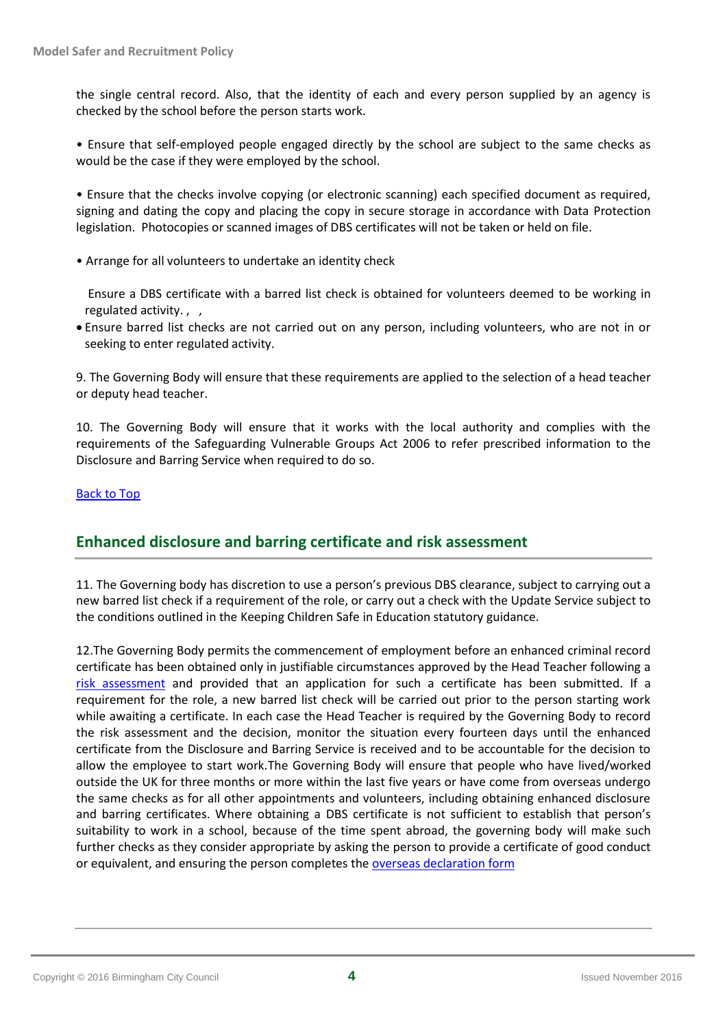the single central record. Also, that the identity of each and every person supplied by an agency is checked by the school before the person starts work.

• Ensure that self-employed people engaged directly by the school are subject to the same checks as would be the case if they were employed by the school.

• Ensure that the checks involve copying (or electronic scanning) each specified document as required, signing and dating the copy and placing the copy in secure storage in accordance with Data Protection legislation. Photocopies or scanned images of DBS certificates will not be taken or held on file.

• Arrange for all volunteers to undertake an identity check

Ensure a DBS certificate with a barred list check is obtained for volunteers deemed to be working in regulated activity. , ,

- Ensure barred list checks are not carried out on any person, including volunteers, who are not in or seeking to enter regulated activity.

9. The Governing Body will ensure that these requirements are applied to the selection of a head teacher or deputy head teacher.

10. The Governing Body will ensure that it works with the local authority and complies with the requirements of the Safeguarding Vulnerable Groups Act 2006 to refer prescribed information to the Disclosure and Barring Service when required to do so.

[Back to Top]

## Enhanced disclosure and barring certificate and risk assessment

11. The Governing body has discretion to use a person's previous DBS clearance, subject to carrying out a new barred list check if a requirement of the role, or carry out a check with the Update Service subject to the conditions outlined in the Keeping Children Safe in Education statutory guidance.

12.The Governing Body permits the commencement of employment before an enhanced criminal record certificate has been obtained only in justifiable circumstances approved by the Head Teacher following a [risk assessment] and provided that an application for such a certificate has been submitted. If a requirement for the role, a new barred list check will be carried out prior to the person starting work while awaiting a certificate. In each case the Head Teacher is required by the Governing Body to record the risk assessment and the decision, monitor the situation every fourteen days until the enhanced certificate from the Disclosure and Barring Service is received and to be accountable for the decision to allow the employee to start work.The Governing Body will ensure that people who have lived/worked outside the UK for three months or more within the last five years or have come from overseas undergo the same checks as for all other appointments and volunteers, including obtaining enhanced disclosure and barring certificates. Where obtaining a DBS certificate is not sufficient to establish that person's suitability to work in a school, because of the time spent abroad, the governing body will make such further checks as they consider appropriate by asking the person to provide a certificate of good conduct or equivalent, and ensuring the person completes the [overseas declaration form]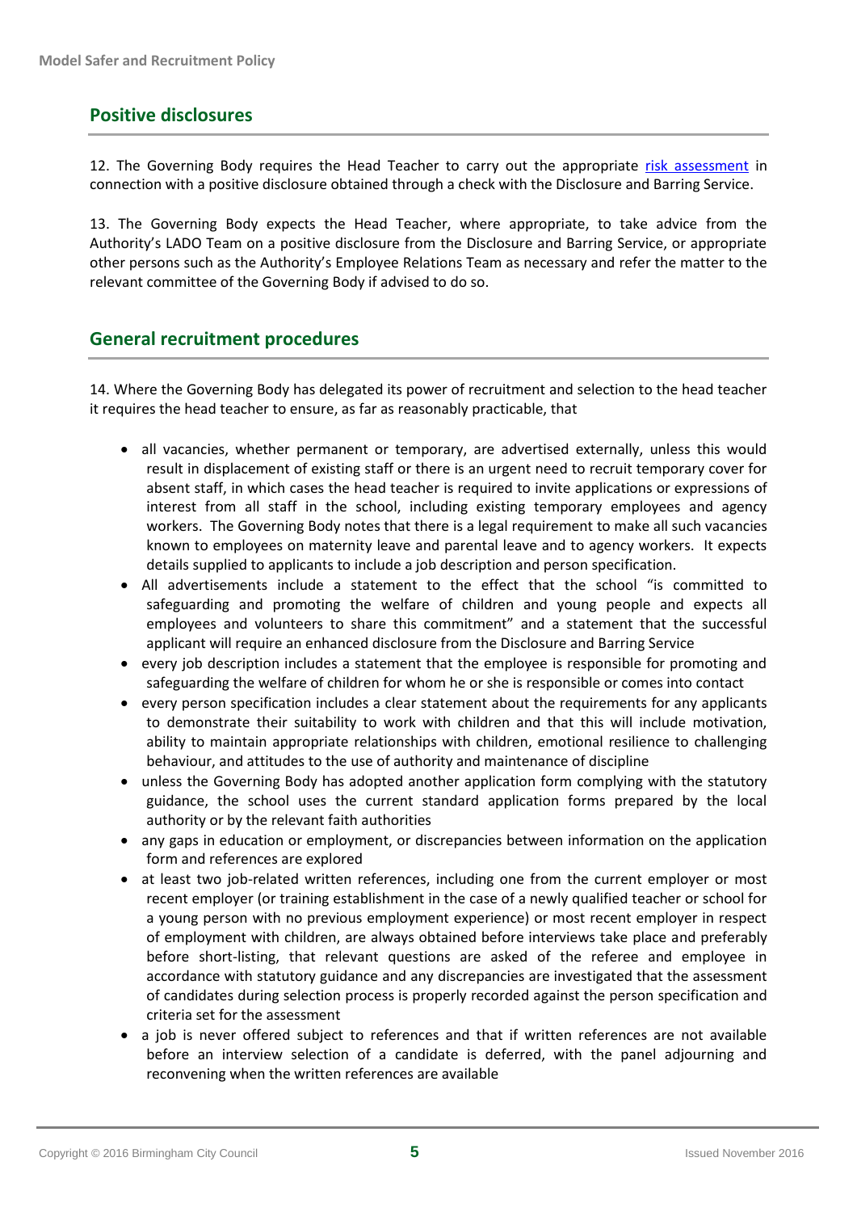## Positive disclosures

12. The Governing Body requires the Head Teacher to carry out the appropriate risk assessment in connection with a positive disclosure obtained through a check with the Disclosure and Barring Service.

13. The Governing Body expects the Head Teacher, where appropriate, to take advice from the Authority's LADO Team on a positive disclosure from the Disclosure and Barring Service, or appropriate other persons such as the Authority's Employee Relations Team as necessary and refer the matter to the relevant committee of the Governing Body if advised to do so.

## General recruitment procedures

14. Where the Governing Body has delegated its power of recruitment and selection to the head teacher it requires the head teacher to ensure, as far as reasonably practicable, that

- all vacancies, whether permanent or temporary, are advertised externally, unless this would result in displacement of existing staff or there is an urgent need to recruit temporary cover for absent staff, in which cases the head teacher is required to invite applications or expressions of interest from all staff in the school, including existing temporary employees and agency workers. The Governing Body notes that there is a legal requirement to make all such vacancies known to employees on maternity leave and parental leave and to agency workers. It expects details supplied to applicants to include a job description and person specification.
- All advertisements include a statement to the effect that the school "is committed to safeguarding and promoting the welfare of children and young people and expects all employees and volunteers to share this commitment" and a statement that the successful applicant will require an enhanced disclosure from the Disclosure and Barring Service
- every job description includes a statement that the employee is responsible for promoting and safeguarding the welfare of children for whom he or she is responsible or comes into contact
- every person specification includes a clear statement about the requirements for any applicants to demonstrate their suitability to work with children and that this will include motivation, ability to maintain appropriate relationships with children, emotional resilience to challenging behaviour, and attitudes to the use of authority and maintenance of discipline
- unless the Governing Body has adopted another application form complying with the statutory guidance, the school uses the current standard application forms prepared by the local authority or by the relevant faith authorities
- any gaps in education or employment, or discrepancies between information on the application form and references are explored
- at least two job-related written references, including one from the current employer or most recent employer (or training establishment in the case of a newly qualified teacher or school for a young person with no previous employment experience) or most recent employer in respect of employment with children, are always obtained before interviews take place and preferably before short-listing, that relevant questions are asked of the referee and employee in accordance with statutory guidance and any discrepancies are investigated that the assessment of candidates during selection process is properly recorded against the person specification and criteria set for the assessment
- a job is never offered subject to references and that if written references are not available before an interview selection of a candidate is deferred, with the panel adjourning and reconvening when the written references are available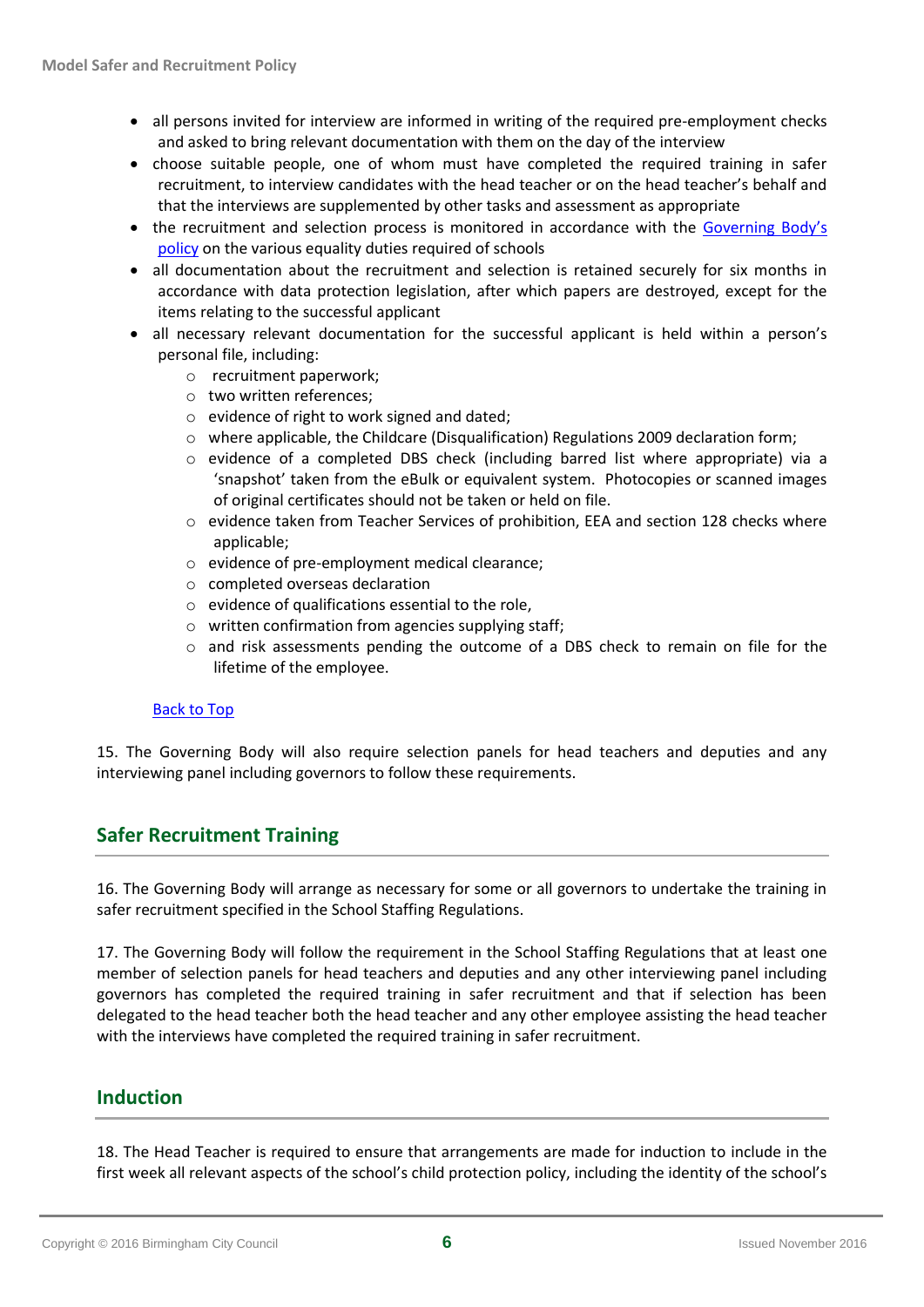- all persons invited for interview are informed in writing of the required pre-employment checks and asked to bring relevant documentation with them on the day of the interview
- choose suitable people, one of whom must have completed the required training in safer recruitment, to interview candidates with the head teacher or on the head teacher's behalf and that the interviews are supplemented by other tasks and assessment as appropriate
- the recruitment and selection process is monitored in accordance with the Governing Body's policy on the various equality duties required of schools
- all documentation about the recruitment and selection is retained securely for six months in accordance with data protection legislation, after which papers are destroyed, except for the items relating to the successful applicant
- all necessary relevant documentation for the successful applicant is held within a person's personal file, including:
  - recruitment paperwork;
  - two written references;
  - evidence of right to work signed and dated;
  - where applicable, the Childcare (Disqualification) Regulations 2009 declaration form;
  - evidence of a completed DBS check (including barred list where appropriate) via a 'snapshot' taken from the eBulk or equivalent system. Photocopies or scanned images of original certificates should not be taken or held on file.
  - evidence taken from Teacher Services of prohibition, EEA and section 128 checks where applicable;
  - evidence of pre-employment medical clearance;
  - completed overseas declaration
  - evidence of qualifications essential to the role,
  - written confirmation from agencies supplying staff;
  - and risk assessments pending the outcome of a DBS check to remain on file for the lifetime of the employee.

Back to Top

15. The Governing Body will also require selection panels for head teachers and deputies and any interviewing panel including governors to follow these requirements.

## Safer Recruitment Training

16. The Governing Body will arrange as necessary for some or all governors to undertake the training in safer recruitment specified in the School Staffing Regulations.

17. The Governing Body will follow the requirement in the School Staffing Regulations that at least one member of selection panels for head teachers and deputies and any other interviewing panel including governors has completed the required training in safer recruitment and that if selection has been delegated to the head teacher both the head teacher and any other employee assisting the head teacher with the interviews have completed the required training in safer recruitment.

## Induction

18. The Head Teacher is required to ensure that arrangements are made for induction to include in the first week all relevant aspects of the school's child protection policy, including the identity of the school's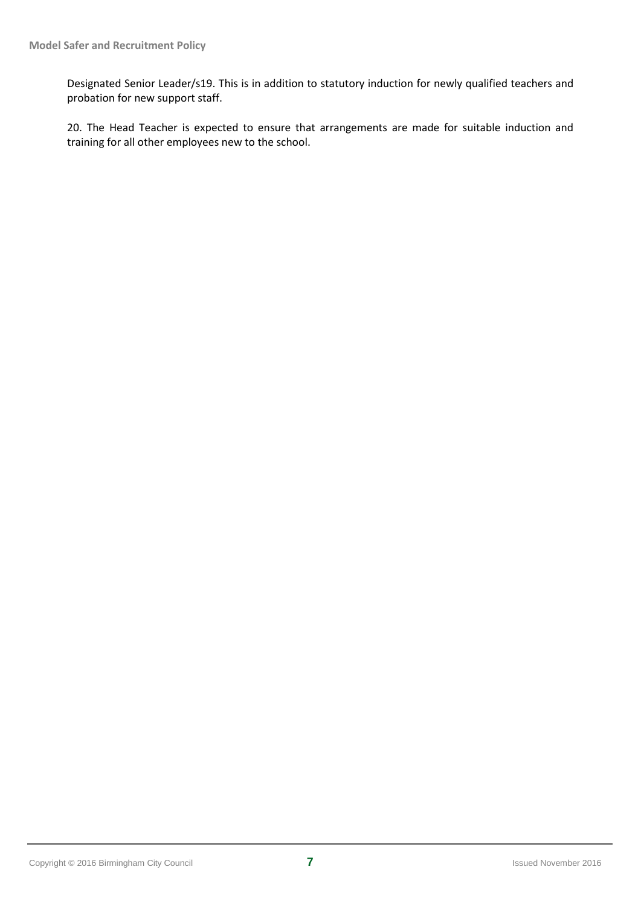Designated Senior Leader/s19. This is in addition to statutory induction for newly qualified teachers and probation for new support staff.

20. The Head Teacher is expected to ensure that arrangements are made for suitable induction and training for all other employees new to the school.